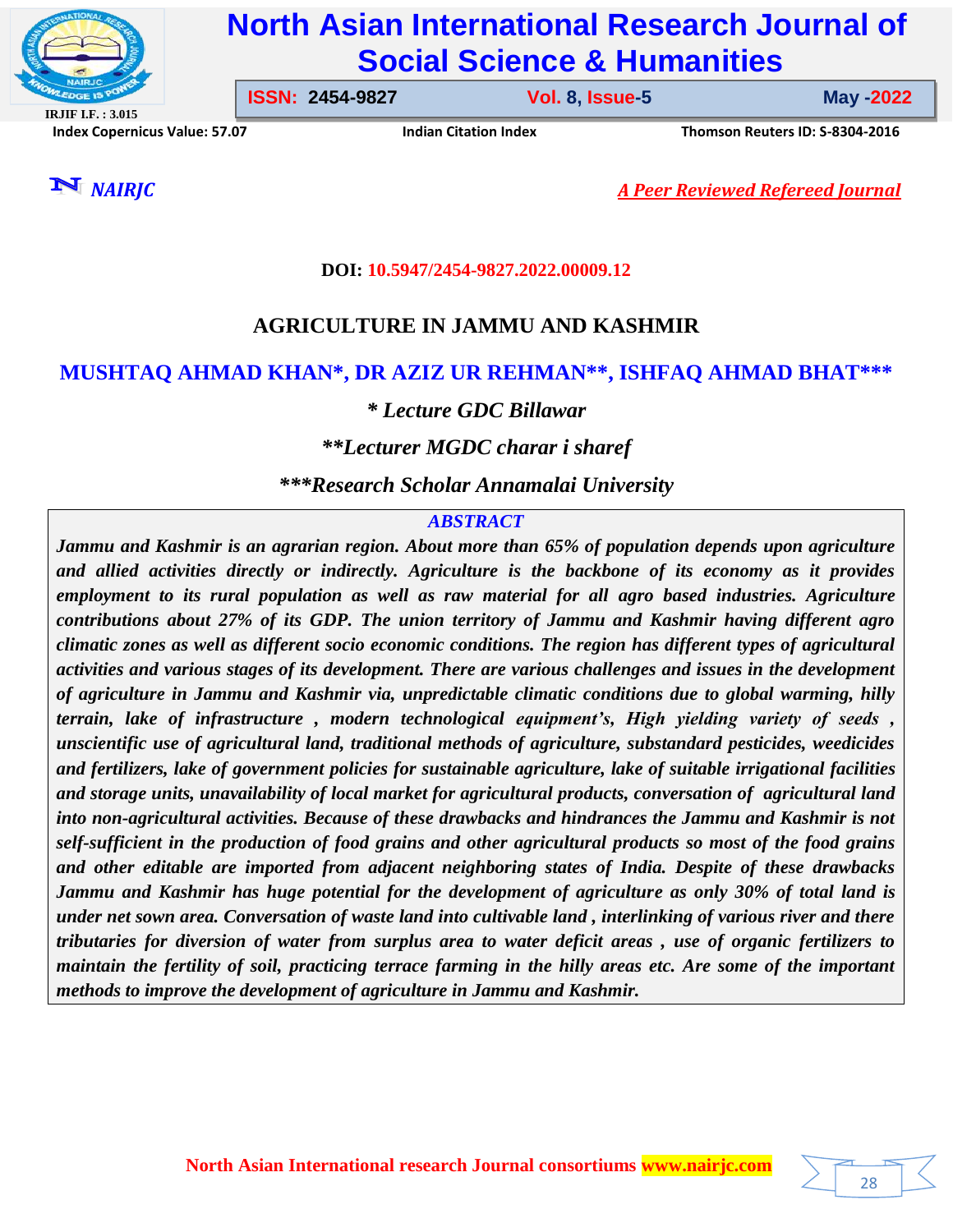DOI: 10.5947/2454-9827.2022.00009.12

# AGRICULTURE IN JAMMU AND KASHMIR

**MUSHTAQ AHMAD KHAN\*, DR AZIZ UR REHMAN\*\*, ISHFAQ AHMAD BHAT\*\*\***

*\* Lecture GDC Billawar*

*\*\*Lecturer MGDC charar i sharef*

*\*\*\*Research Scholar Annamalai University*

## ABSTRACT

***Jammu and Kashmir is an agrarian region. About more than 65% of population depends upon agriculture and allied activities directly or indirectly. Agriculture is the backbone of its economy as it provides employment to its rural population as well as raw material for all agro based industries. Agriculture contributions about 27% of its GDP. The union territory of Jammu and Kashmir having different agro climatic zones as well as different socio economic conditions. The region has different types of agricultural activities and various stages of its development. There are various challenges and issues in the development of agriculture in Jammu and Kashmir via, unpredictable climatic conditions due to global warming, hilly terrain, lake of infrastructure , modern technological equipment's, High yielding variety of seeds , unscientific use of agricultural land, traditional methods of agriculture, substandard pesticides, weedicides and fertilizers, lake of government policies for sustainable agriculture, lake of suitable irrigational facilities and storage units, unavailability of local market for agricultural products, conversation of agricultural land into non-agricultural activities. Because of these drawbacks and hindrances the Jammu and Kashmir is not self-sufficient in the production of food grains and other agricultural products so most of the food grains and other editable are imported from adjacent neighboring states of India. Despite of these drawbacks Jammu and Kashmir has huge potential for the development of agriculture as only 30% of total land is under net sown area. Conversation of waste land into cultivable land , interlinking of various river and there tributaries for diversion of water from surplus area to water deficit areas , use of organic fertilizers to maintain the fertility of soil, practicing terrace farming in the hilly areas etc. Are some of the important methods to improve the development of agriculture in Jammu and Kashmir.***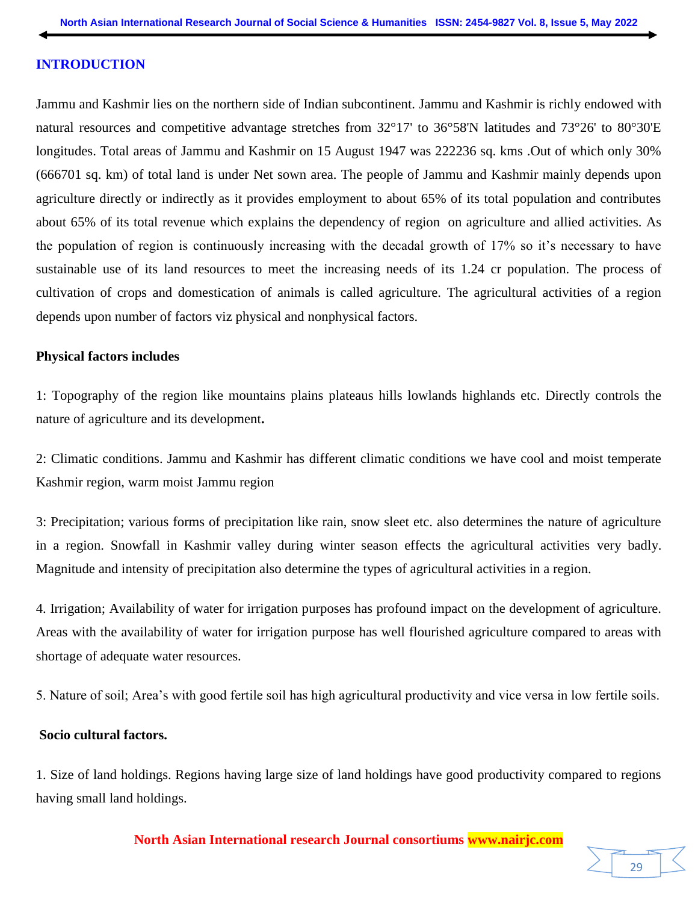## INTRODUCTION

Jammu and Kashmir lies on the northern side of Indian subcontinent. Jammu and Kashmir is richly endowed with natural resources and competitive advantage stretches from 32°17' to 36°58'N latitudes and 73°26' to 80°30'E longitudes. Total areas of Jammu and Kashmir on 15 August 1947 was 222236 sq. kms .Out of which only 30% (666701 sq. km) of total land is under Net sown area. The people of Jammu and Kashmir mainly depends upon agriculture directly or indirectly as it provides employment to about 65% of its total population and contributes about 65% of its total revenue which explains the dependency of region on agriculture and allied activities. As the population of region is continuously increasing with the decadal growth of 17% so it's necessary to have sustainable use of its land resources to meet the increasing needs of its 1.24 cr population. The process of cultivation of crops and domestication of animals is called agriculture. The agricultural activities of a region depends upon number of factors viz physical and nonphysical factors.

**Physical factors includes**

1: Topography of the region like mountains plains plateaus hills lowlands highlands etc. Directly controls the nature of agriculture and its development**.**

2: Climatic conditions. Jammu and Kashmir has different climatic conditions we have cool and moist temperate Kashmir region, warm moist Jammu region

3: Precipitation; various forms of precipitation like rain, snow sleet etc. also determines the nature of agriculture in a region. Snowfall in Kashmir valley during winter season effects the agricultural activities very badly. Magnitude and intensity of precipitation also determine the types of agricultural activities in a region.

4. Irrigation; Availability of water for irrigation purposes has profound impact on the development of agriculture. Areas with the availability of water for irrigation purpose has well flourished agriculture compared to areas with shortage of adequate water resources.

5. Nature of soil; Area's with good fertile soil has high agricultural productivity and vice versa in low fertile soils.

**Socio cultural factors.**

1. Size of land holdings. Regions having large size of land holdings have good productivity compared to regions having small land holdings.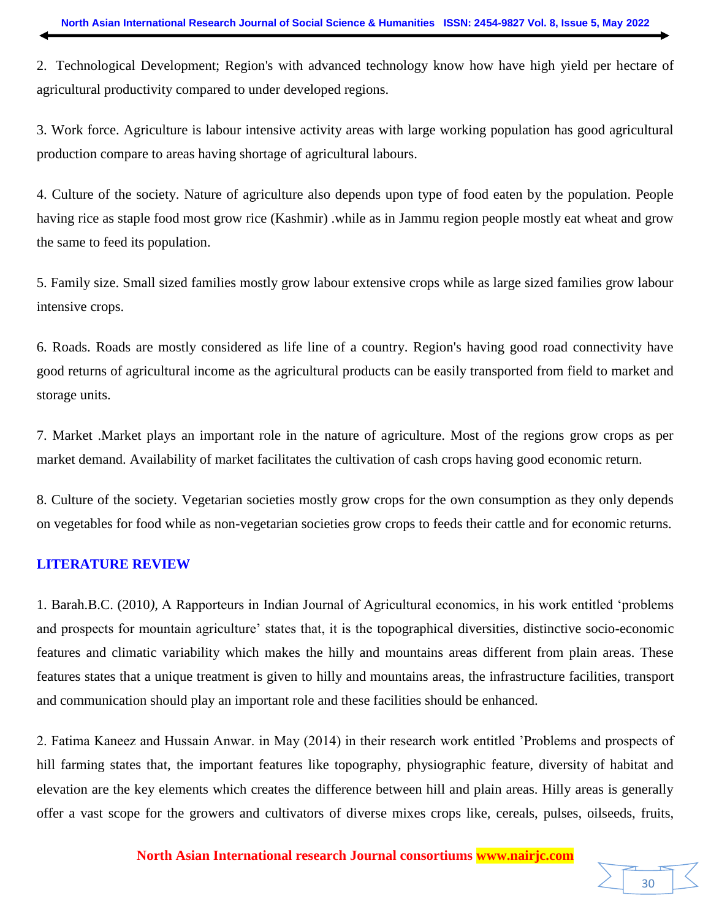2. Technological Development; Region's with advanced technology know how have high yield per hectare of agricultural productivity compared to under developed regions.

3. Work force. Agriculture is labour intensive activity areas with large working population has good agricultural production compare to areas having shortage of agricultural labours.

4. Culture of the society. Nature of agriculture also depends upon type of food eaten by the population. People having rice as staple food most grow rice (Kashmir) .while as in Jammu region people mostly eat wheat and grow the same to feed its population.

5. Family size. Small sized families mostly grow labour extensive crops while as large sized families grow labour intensive crops.

6. Roads. Roads are mostly considered as life line of a country. Region's having good road connectivity have good returns of agricultural income as the agricultural products can be easily transported from field to market and storage units.

7. Market .Market plays an important role in the nature of agriculture. Most of the regions grow crops as per market demand. Availability of market facilitates the cultivation of cash crops having good economic return.

8. Culture of the society. Vegetarian societies mostly grow crops for the own consumption as they only depends on vegetables for food while as non-vegetarian societies grow crops to feeds their cattle and for economic returns.

## LITERATURE REVIEW

1. Barah.B.C. (2010*),* A Rapporteurs in Indian Journal of Agricultural economics, in his work entitled 'problems and prospects for mountain agriculture' states that, it is the topographical diversities, distinctive socio-economic features and climatic variability which makes the hilly and mountains areas different from plain areas. These features states that a unique treatment is given to hilly and mountains areas, the infrastructure facilities, transport and communication should play an important role and these facilities should be enhanced.

2. Fatima Kaneez and Hussain Anwar. in May (2014) in their research work entitled 'Problems and prospects of hill farming states that, the important features like topography, physiographic feature, diversity of habitat and elevation are the key elements which creates the difference between hill and plain areas. Hilly areas is generally offer a vast scope for the growers and cultivators of diverse mixes crops like, cereals, pulses, oilseeds, fruits,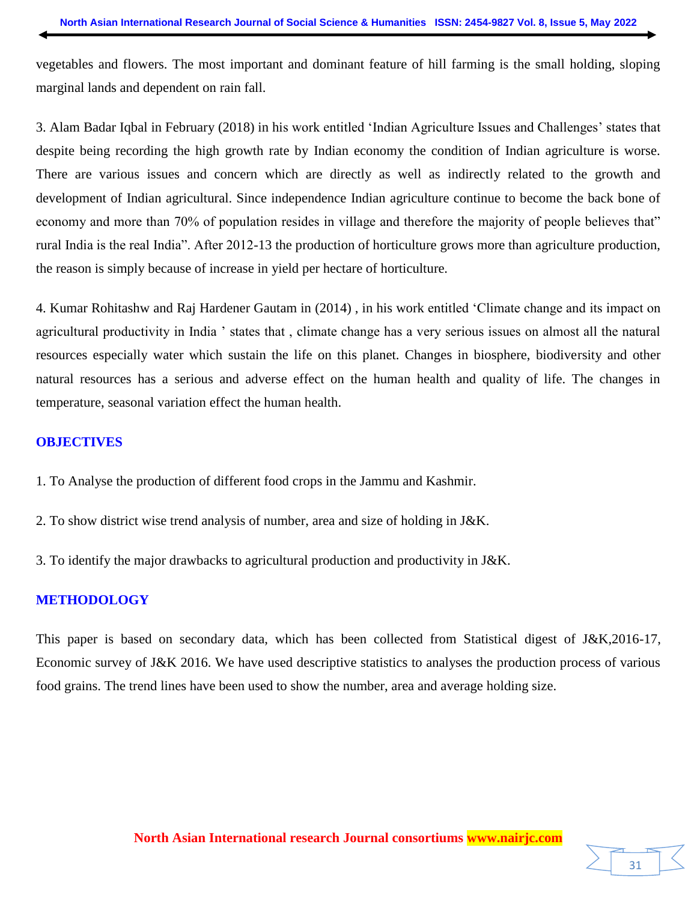vegetables and flowers. The most important and dominant feature of hill farming is the small holding, sloping marginal lands and dependent on rain fall.

3. Alam Badar Iqbal in February (2018) in his work entitled 'Indian Agriculture Issues and Challenges' states that despite being recording the high growth rate by Indian economy the condition of Indian agriculture is worse. There are various issues and concern which are directly as well as indirectly related to the growth and development of Indian agricultural. Since independence Indian agriculture continue to become the back bone of economy and more than 70% of population resides in village and therefore the majority of people believes that" rural India is the real India". After 2012-13 the production of horticulture grows more than agriculture production, the reason is simply because of increase in yield per hectare of horticulture.

4. Kumar Rohitashw and Raj Hardener Gautam in (2014) , in his work entitled 'Climate change and its impact on agricultural productivity in India ' states that , climate change has a very serious issues on almost all the natural resources especially water which sustain the life on this planet. Changes in biosphere, biodiversity and other natural resources has a serious and adverse effect on the human health and quality of life. The changes in temperature, seasonal variation effect the human health.

## OBJECTIVES

1. To Analyse the production of different food crops in the Jammu and Kashmir.

2. To show district wise trend analysis of number, area and size of holding in J&K.

3. To identify the major drawbacks to agricultural production and productivity in J&K.

## METHODOLOGY

This paper is based on secondary data, which has been collected from Statistical digest of J&K,2016-17, Economic survey of J&K 2016. We have used descriptive statistics to analyses the production process of various food grains. The trend lines have been used to show the number, area and average holding size.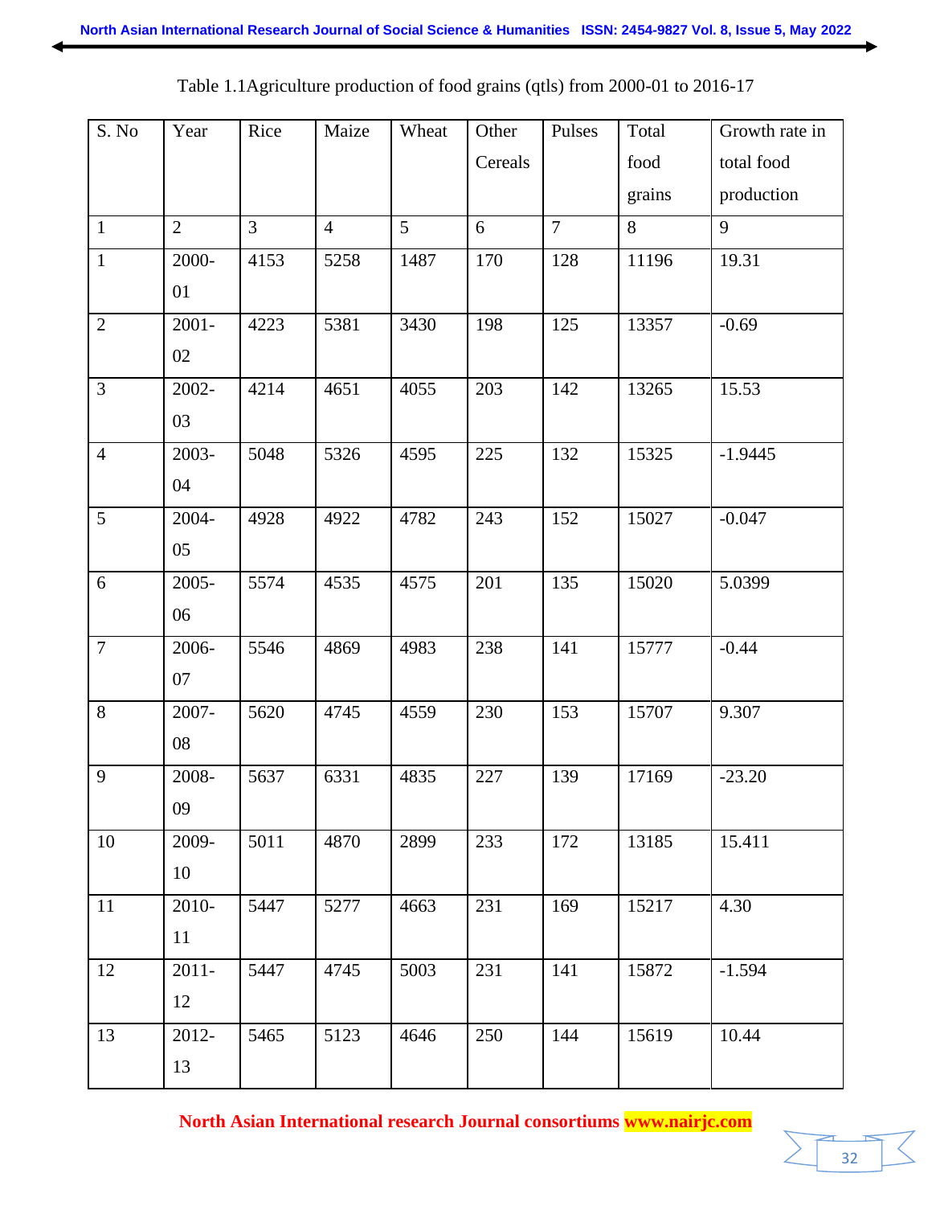Table 1.1Agriculture production of food grains (qtls) from 2000-01 to 2016-17

| S. No | Year | Rice | Maize | Wheat | Other Cereals | Pulses | Total food grains | Growth rate in total food production |
|---|---|---|---|---|---|---|---|---|
| 1 | 2 | 3 | 4 | 5 | 6 | 7 | 8 | 9 |
| 1 | 2000-01 | 4153 | 5258 | 1487 | 170 | 128 | 11196 | 19.31 |
| 2 | 2001-02 | 4223 | 5381 | 3430 | 198 | 125 | 13357 | -0.69 |
| 3 | 2002-03 | 4214 | 4651 | 4055 | 203 | 142 | 13265 | 15.53 |
| 4 | 2003-04 | 5048 | 5326 | 4595 | 225 | 132 | 15325 | -1.9445 |
| 5 | 2004-05 | 4928 | 4922 | 4782 | 243 | 152 | 15027 | -0.047 |
| 6 | 2005-06 | 5574 | 4535 | 4575 | 201 | 135 | 15020 | 5.0399 |
| 7 | 2006-07 | 5546 | 4869 | 4983 | 238 | 141 | 15777 | -0.44 |
| 8 | 2007-08 | 5620 | 4745 | 4559 | 230 | 153 | 15707 | 9.307 |
| 9 | 2008-09 | 5637 | 6331 | 4835 | 227 | 139 | 17169 | -23.20 |
| 10 | 2009-10 | 5011 | 4870 | 2899 | 233 | 172 | 13185 | 15.411 |
| 11 | 2010-11 | 5447 | 5277 | 4663 | 231 | 169 | 15217 | 4.30 |
| 12 | 2011-12 | 5447 | 4745 | 5003 | 231 | 141 | 15872 | -1.594 |
| 13 | 2012-13 | 5465 | 5123 | 4646 | 250 | 144 | 15619 | 10.44 |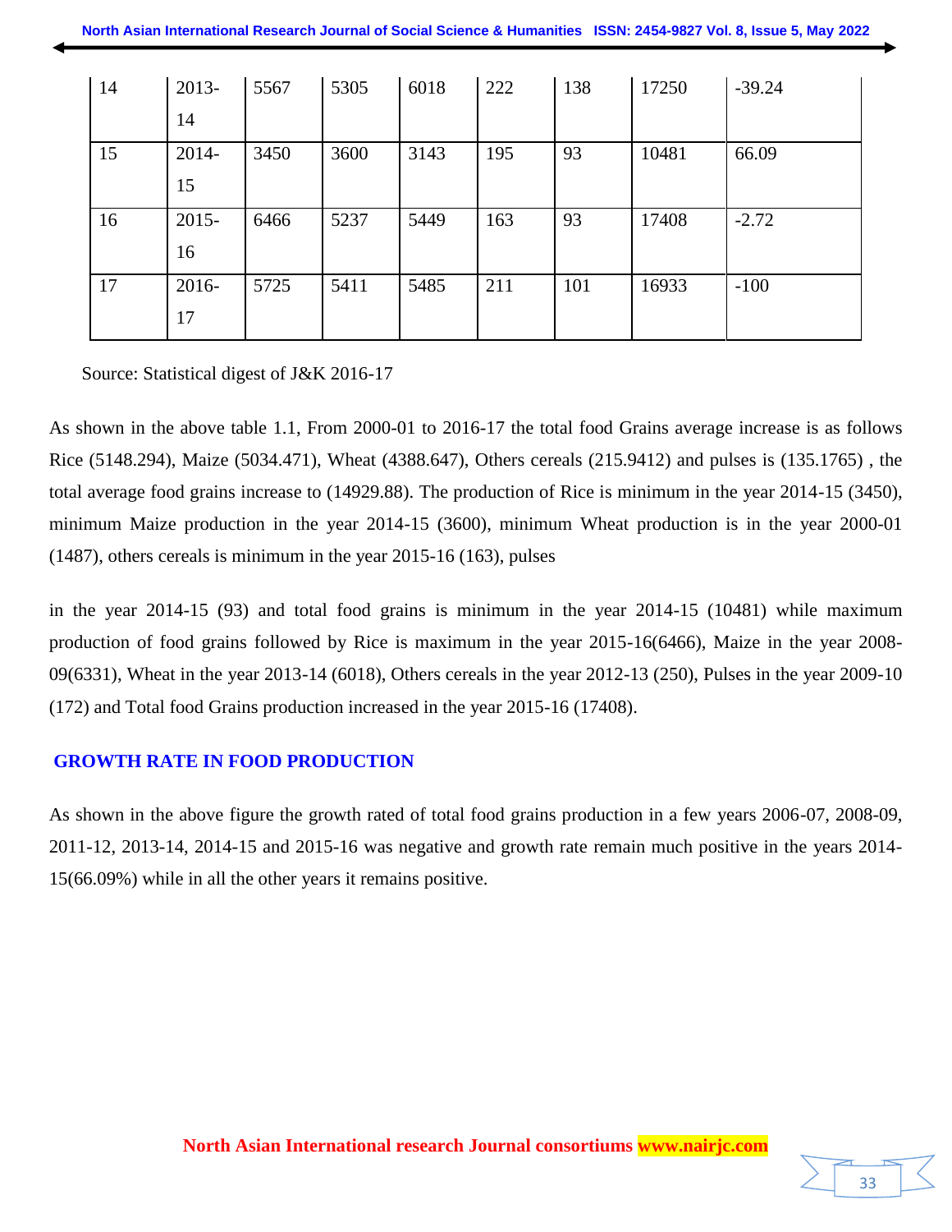| | | | | | | | | |
|---|---|---|---|---|---|---|---|---|
| 14 | 2013-14 | 5567 | 5305 | 6018 | 222 | 138 | 17250 | -39.24 |
| 15 | 2014-15 | 3450 | 3600 | 3143 | 195 | 93 | 10481 | 66.09 |
| 16 | 2015-16 | 6466 | 5237 | 5449 | 163 | 93 | 17408 | -2.72 |
| 17 | 2016-17 | 5725 | 5411 | 5485 | 211 | 101 | 16933 | -100 |

Source: Statistical digest of J&K 2016-17

As shown in the above table 1.1, From 2000-01 to 2016-17 the total food Grains average increase is as follows Rice (5148.294), Maize (5034.471), Wheat (4388.647), Others cereals (215.9412) and pulses is (135.1765) , the total average food grains increase to (14929.88). The production of Rice is minimum in the year 2014-15 (3450), minimum Maize production in the year 2014-15 (3600), minimum Wheat production is in the year 2000-01 (1487), others cereals is minimum in the year 2015-16 (163), pulses

in the year 2014-15 (93) and total food grains is minimum in the year 2014-15 (10481) while maximum production of food grains followed by Rice is maximum in the year 2015-16(6466), Maize in the year 2008-09(6331), Wheat in the year 2013-14 (6018), Others cereals in the year 2012-13 (250), Pulses in the year 2009-10 (172) and Total food Grains production increased in the year 2015-16 (17408).

## GROWTH RATE IN FOOD PRODUCTION

As shown in the above figure the growth rated of total food grains production in a few years 2006-07, 2008-09, 2011-12, 2013-14, 2014-15 and 2015-16 was negative and growth rate remain much positive in the years 2014-15(66.09%) while in all the other years it remains positive.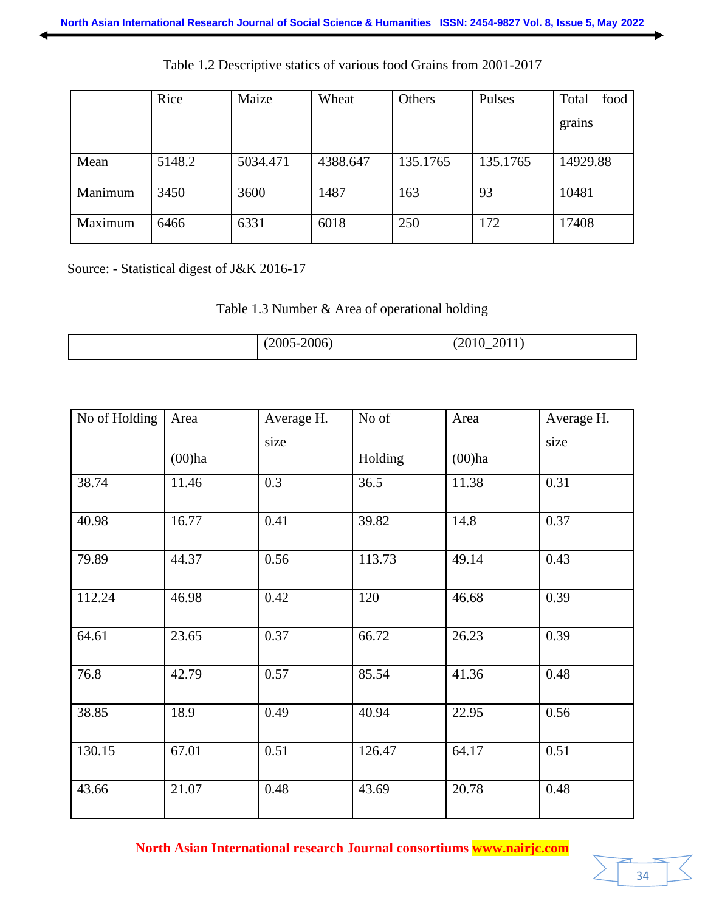Table 1.2 Descriptive statics of various food Grains from 2001-2017

| | Rice | Maize | Wheat | Others | Pulses | Total food grains |
|---|---|---|---|---|---|---|
| Mean | 5148.2 | 5034.471 | 4388.647 | 135.1765 | 135.1765 | 14929.88 |
| Manimum | 3450 | 3600 | 1487 | 163 | 93 | 10481 |
| Maximum | 6466 | 6331 | 6018 | 250 | 172 | 17408 |

Source: - Statistical digest of J&K 2016-17

Table 1.3 Number & Area of operational holding

| (2005-2006) | | | (2010_2011) | | |
|---|---|---|---|---|---|
| No of Holding | Area (00)ha | Average H. size | No of Holding | Area (00)ha | Average H. size |
| 38.74 | 11.46 | 0.3 | 36.5 | 11.38 | 0.31 |
| 40.98 | 16.77 | 0.41 | 39.82 | 14.8 | 0.37 |
| 79.89 | 44.37 | 0.56 | 113.73 | 49.14 | 0.43 |
| 112.24 | 46.98 | 0.42 | 120 | 46.68 | 0.39 |
| 64.61 | 23.65 | 0.37 | 66.72 | 26.23 | 0.39 |
| 76.8 | 42.79 | 0.57 | 85.54 | 41.36 | 0.48 |
| 38.85 | 18.9 | 0.49 | 40.94 | 22.95 | 0.56 |
| 130.15 | 67.01 | 0.51 | 126.47 | 64.17 | 0.51 |
| 43.66 | 21.07 | 0.48 | 43.69 | 20.78 | 0.48 |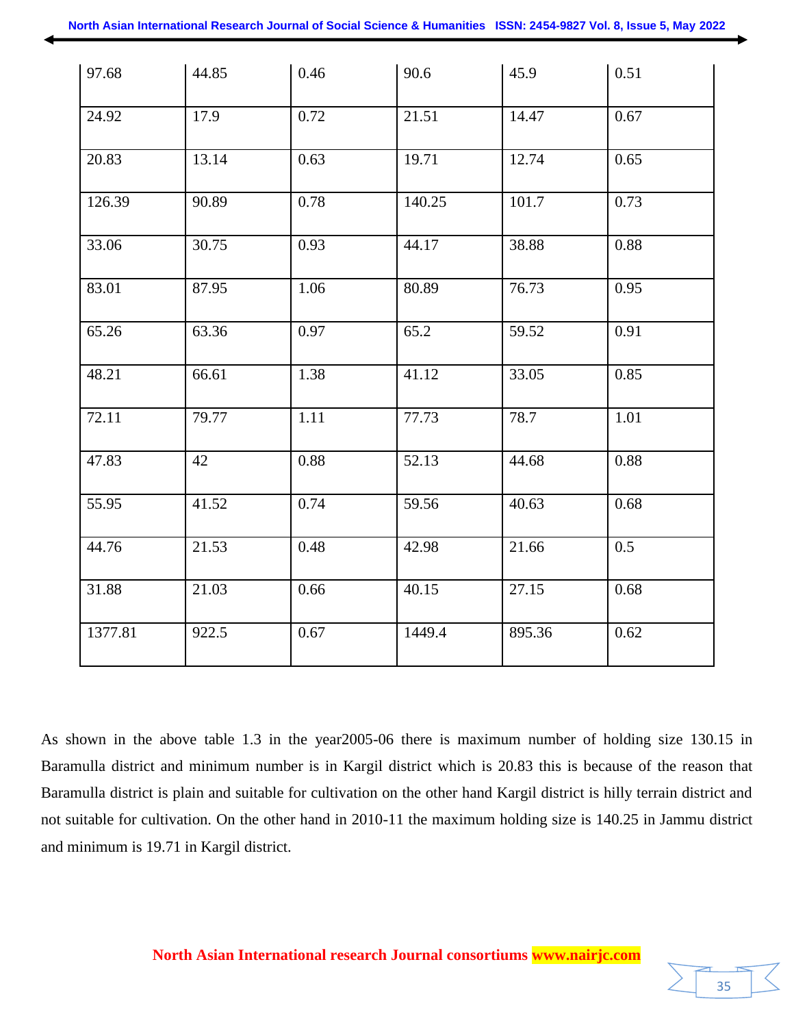| | | | | | |
|---|---|---|---|---|---|
| 97.68 | 44.85 | 0.46 | 90.6 | 45.9 | 0.51 |
| 24.92 | 17.9 | 0.72 | 21.51 | 14.47 | 0.67 |
| 20.83 | 13.14 | 0.63 | 19.71 | 12.74 | 0.65 |
| 126.39 | 90.89 | 0.78 | 140.25 | 101.7 | 0.73 |
| 33.06 | 30.75 | 0.93 | 44.17 | 38.88 | 0.88 |
| 83.01 | 87.95 | 1.06 | 80.89 | 76.73 | 0.95 |
| 65.26 | 63.36 | 0.97 | 65.2 | 59.52 | 0.91 |
| 48.21 | 66.61 | 1.38 | 41.12 | 33.05 | 0.85 |
| 72.11 | 79.77 | 1.11 | 77.73 | 78.7 | 1.01 |
| 47.83 | 42 | 0.88 | 52.13 | 44.68 | 0.88 |
| 55.95 | 41.52 | 0.74 | 59.56 | 40.63 | 0.68 |
| 44.76 | 21.53 | 0.48 | 42.98 | 21.66 | 0.5 |
| 31.88 | 21.03 | 0.66 | 40.15 | 27.15 | 0.68 |
| 1377.81 | 922.5 | 0.67 | 1449.4 | 895.36 | 0.62 |

As shown in the above table 1.3 in the year2005-06 there is maximum number of holding size 130.15 in Baramulla district and minimum number is in Kargil district which is 20.83 this is because of the reason that Baramulla district is plain and suitable for cultivation on the other hand Kargil district is hilly terrain district and not suitable for cultivation. On the other hand in 2010-11 the maximum holding size is 140.25 in Jammu district and minimum is 19.71 in Kargil district.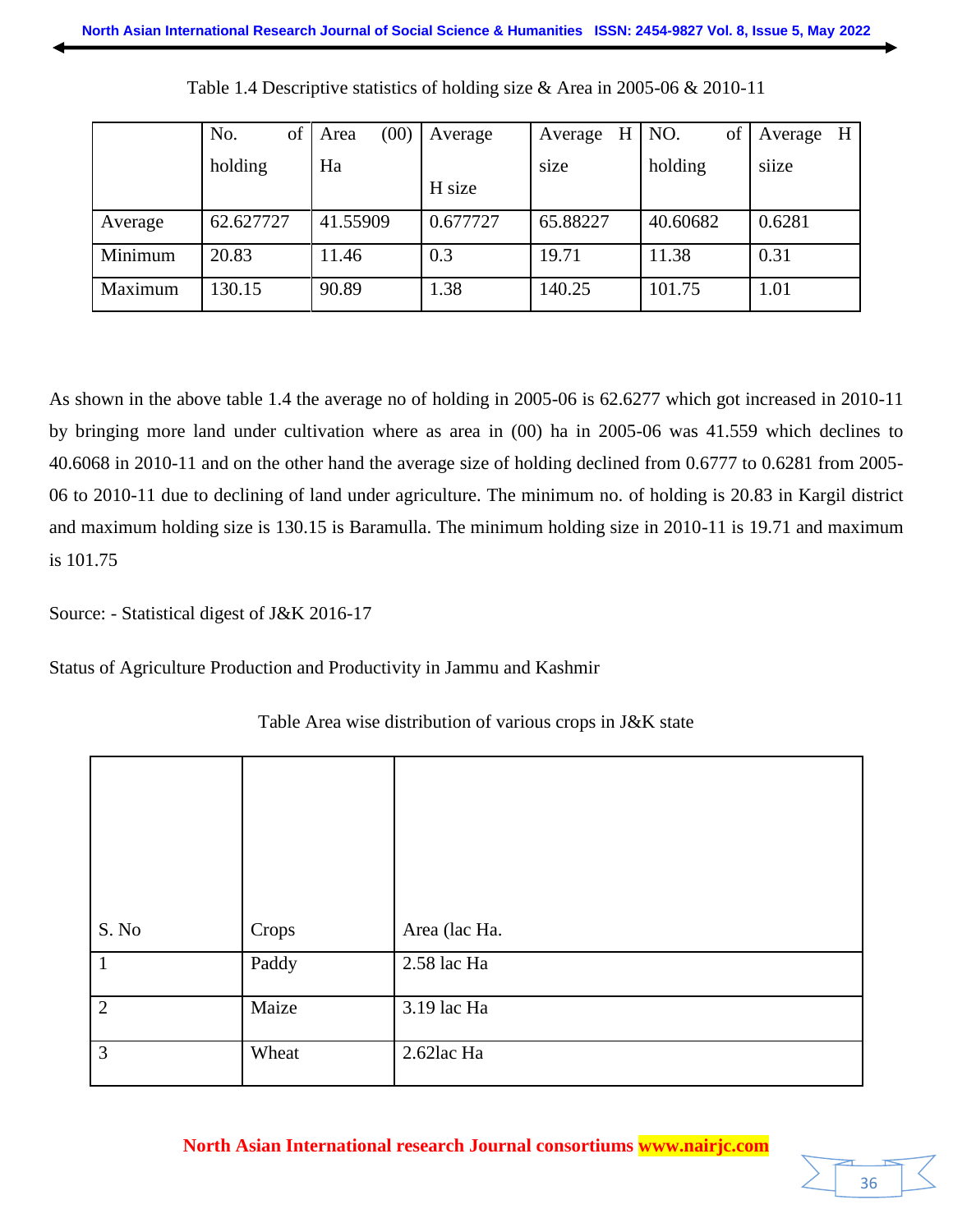Table 1.4 Descriptive statistics of holding size & Area in 2005-06 & 2010-11

| | No. of holding | Area (00) Ha | Average H size | Average H size | NO. of holding | Average H siize |
|---|---|---|---|---|---|---|
| Average | 62.627727 | 41.55909 | 0.677727 | 65.88227 | 40.60682 | 0.6281 |
| Minimum | 20.83 | 11.46 | 0.3 | 19.71 | 11.38 | 0.31 |
| Maximum | 130.15 | 90.89 | 1.38 | 140.25 | 101.75 | 1.01 |

As shown in the above table 1.4 the average no of holding in 2005-06 is 62.6277 which got increased in 2010-11 by bringing more land under cultivation where as area in (00) ha in 2005-06 was 41.559 which declines to 40.6068 in 2010-11 and on the other hand the average size of holding declined from 0.6777 to 0.6281 from 2005-06 to 2010-11 due to declining of land under agriculture. The minimum no. of holding is 20.83 in Kargil district and maximum holding size is 130.15 is Baramulla. The minimum holding size in 2010-11 is 19.71 and maximum is 101.75

Source: - Statistical digest of J&K 2016-17

Status of Agriculture Production and Productivity in Jammu and Kashmir

Table Area wise distribution of various crops in J&K state

| S. No | Crops | Area (lac Ha. |
|---|---|---|
| 1 | Paddy | 2.58 lac Ha |
| 2 | Maize | 3.19 lac Ha |
| 3 | Wheat | 2.62lac Ha |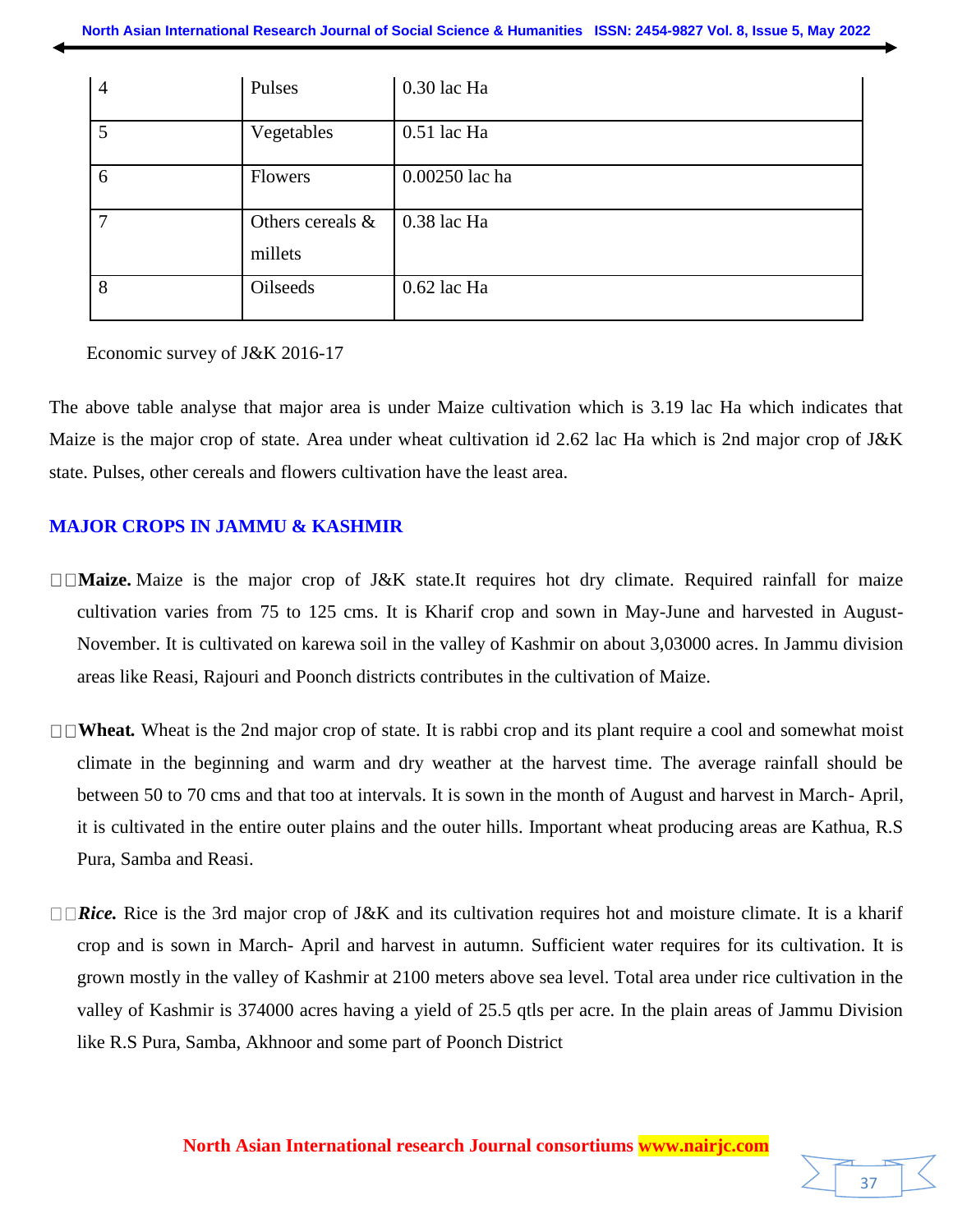| | | |
|---|---|---|
| 4 | Pulses | 0.30 lac Ha |
| 5 | Vegetables | 0.51 lac Ha |
| 6 | Flowers | 0.00250 lac ha |
| 7 | Others cereals & millets | 0.38 lac Ha |
| 8 | Oilseeds | 0.62 lac Ha |

Economic survey of J&K 2016-17

The above table analyse that major area is under Maize cultivation which is 3.19 lac Ha which indicates that Maize is the major crop of state. Area under wheat cultivation id 2.62 lac Ha which is 2nd major crop of J&K state. Pulses, other cereals and flowers cultivation have the least area.

## MAJOR CROPS IN JAMMU & KASHMIR

- **Maize.** Maize is the major crop of J&K state.It requires hot dry climate. Required rainfall for maize cultivation varies from 75 to 125 cms. It is Kharif crop and sown in May-June and harvested in August-November. It is cultivated on karewa soil in the valley of Kashmir on about 3,03000 acres. In Jammu division areas like Reasi, Rajouri and Poonch districts contributes in the cultivation of Maize.

- **Wheat.** Wheat is the 2nd major crop of state. It is rabbi crop and its plant require a cool and somewhat moist climate in the beginning and warm and dry weather at the harvest time. The average rainfall should be between 50 to 70 cms and that too at intervals. It is sown in the month of August and harvest in March- April, it is cultivated in the entire outer plains and the outer hills. Important wheat producing areas are Kathua, R.S Pura, Samba and Reasi.

- ***Rice.*** Rice is the 3rd major crop of J&K and its cultivation requires hot and moisture climate. It is a kharif crop and is sown in March- April and harvest in autumn. Sufficient water requires for its cultivation. It is grown mostly in the valley of Kashmir at 2100 meters above sea level. Total area under rice cultivation in the valley of Kashmir is 374000 acres having a yield of 25.5 qtls per acre. In the plain areas of Jammu Division like R.S Pura, Samba, Akhnoor and some part of Poonch District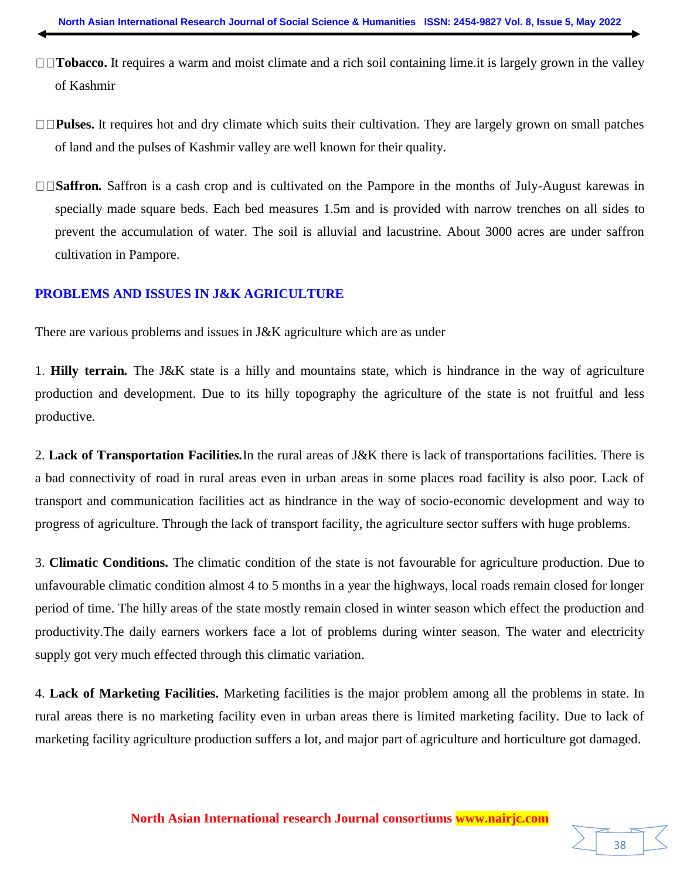- **Tobacco.** It requires a warm and moist climate and a rich soil containing lime.it is largely grown in the valley of Kashmir

- **Pulses.** It requires hot and dry climate which suits their cultivation. They are largely grown on small patches of land and the pulses of Kashmir valley are well known for their quality.

- **Saffron.** Saffron is a cash crop and is cultivated on the Pampore in the months of July-August karewas in specially made square beds. Each bed measures 1.5m and is provided with narrow trenches on all sides to prevent the accumulation of water. The soil is alluvial and lacustrine. About 3000 acres are under saffron cultivation in Pampore.

## PROBLEMS AND ISSUES IN J&K AGRICULTURE

There are various problems and issues in J&K agriculture which are as under

1. **Hilly terrain.** The J&K state is a hilly and mountains state, which is hindrance in the way of agriculture production and development. Due to its hilly topography the agriculture of the state is not fruitful and less productive.

2. **Lack of Transportation Facilities.**In the rural areas of J&K there is lack of transportations facilities. There is a bad connectivity of road in rural areas even in urban areas in some places road facility is also poor. Lack of transport and communication facilities act as hindrance in the way of socio-economic development and way to progress of agriculture. Through the lack of transport facility, the agriculture sector suffers with huge problems.

3. **Climatic Conditions.** The climatic condition of the state is not favourable for agriculture production. Due to unfavourable climatic condition almost 4 to 5 months in a year the highways, local roads remain closed for longer period of time. The hilly areas of the state mostly remain closed in winter season which effect the production and productivity.The daily earners workers face a lot of problems during winter season. The water and electricity supply got very much effected through this climatic variation.

4. **Lack of Marketing Facilities.** Marketing facilities is the major problem among all the problems in state. In rural areas there is no marketing facility even in urban areas there is limited marketing facility. Due to lack of marketing facility agriculture production suffers a lot, and major part of agriculture and horticulture got damaged.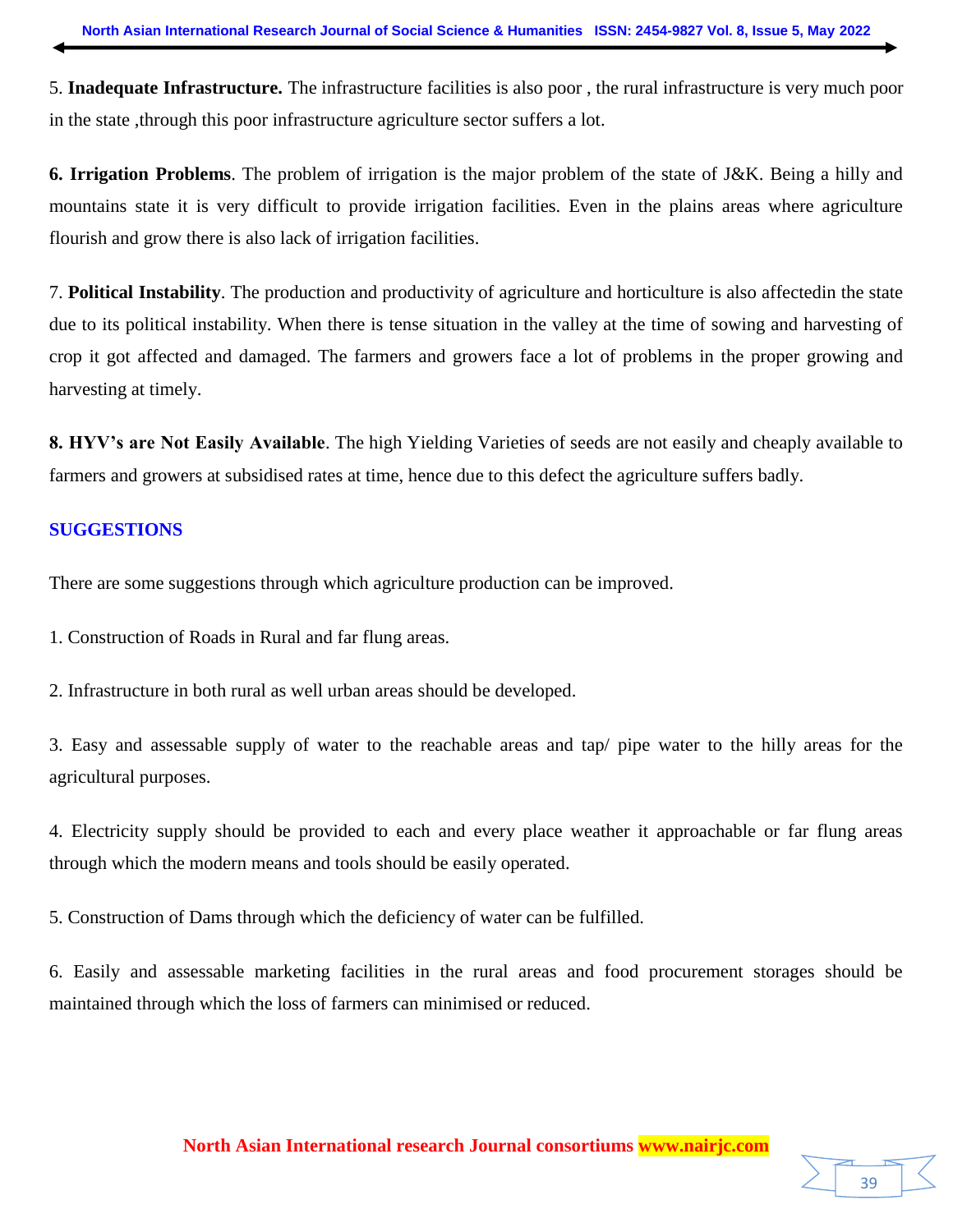5. **Inadequate Infrastructure.** The infrastructure facilities is also poor , the rural infrastructure is very much poor in the state ,through this poor infrastructure agriculture sector suffers a lot.

**6. Irrigation Problems**. The problem of irrigation is the major problem of the state of J&K. Being a hilly and mountains state it is very difficult to provide irrigation facilities. Even in the plains areas where agriculture flourish and grow there is also lack of irrigation facilities.

7. **Political Instability**. The production and productivity of agriculture and horticulture is also affectedin the state due to its political instability. When there is tense situation in the valley at the time of sowing and harvesting of crop it got affected and damaged. The farmers and growers face a lot of problems in the proper growing and harvesting at timely.

**8. HYV's are Not Easily Available**. The high Yielding Varieties of seeds are not easily and cheaply available to farmers and growers at subsidised rates at time, hence due to this defect the agriculture suffers badly.

## SUGGESTIONS

There are some suggestions through which agriculture production can be improved.

1. Construction of Roads in Rural and far flung areas.

2. Infrastructure in both rural as well urban areas should be developed.

3. Easy and assessable supply of water to the reachable areas and tap/ pipe water to the hilly areas for the agricultural purposes.

4. Electricity supply should be provided to each and every place weather it approachable or far flung areas through which the modern means and tools should be easily operated.

5. Construction of Dams through which the deficiency of water can be fulfilled.

6. Easily and assessable marketing facilities in the rural areas and food procurement storages should be maintained through which the loss of farmers can minimised or reduced.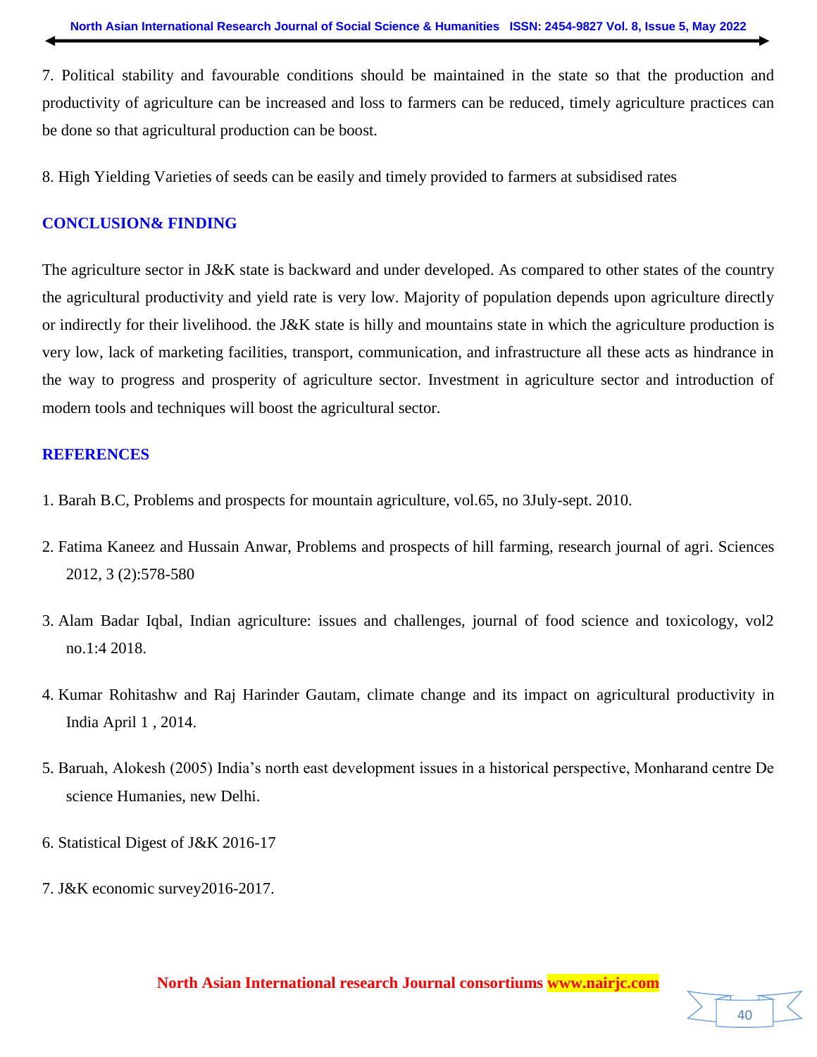7. Political stability and favourable conditions should be maintained in the state so that the production and productivity of agriculture can be increased and loss to farmers can be reduced, timely agriculture practices can be done so that agricultural production can be boost.

8. High Yielding Varieties of seeds can be easily and timely provided to farmers at subsidised rates

## CONCLUSION& FINDING

The agriculture sector in J&K state is backward and under developed. As compared to other states of the country the agricultural productivity and yield rate is very low. Majority of population depends upon agriculture directly or indirectly for their livelihood. the J&K state is hilly and mountains state in which the agriculture production is very low, lack of marketing facilities, transport, communication, and infrastructure all these acts as hindrance in the way to progress and prosperity of agriculture sector. Investment in agriculture sector and introduction of modern tools and techniques will boost the agricultural sector.

## REFERENCES

1. Barah B.C, Problems and prospects for mountain agriculture, vol.65, no 3July-sept. 2010.

2. Fatima Kaneez and Hussain Anwar, Problems and prospects of hill farming, research journal of agri. Sciences 2012, 3 (2):578-580

3. Alam Badar Iqbal, Indian agriculture: issues and challenges, journal of food science and toxicology, vol2 no.1:4 2018.

4. Kumar Rohitashw and Raj Harinder Gautam, climate change and its impact on agricultural productivity in India April 1 , 2014.

5. Baruah, Alokesh (2005) India's north east development issues in a historical perspective, Monharand centre De science Humanies, new Delhi.

6. Statistical Digest of J&K 2016-17

7. J&K economic survey2016-2017.